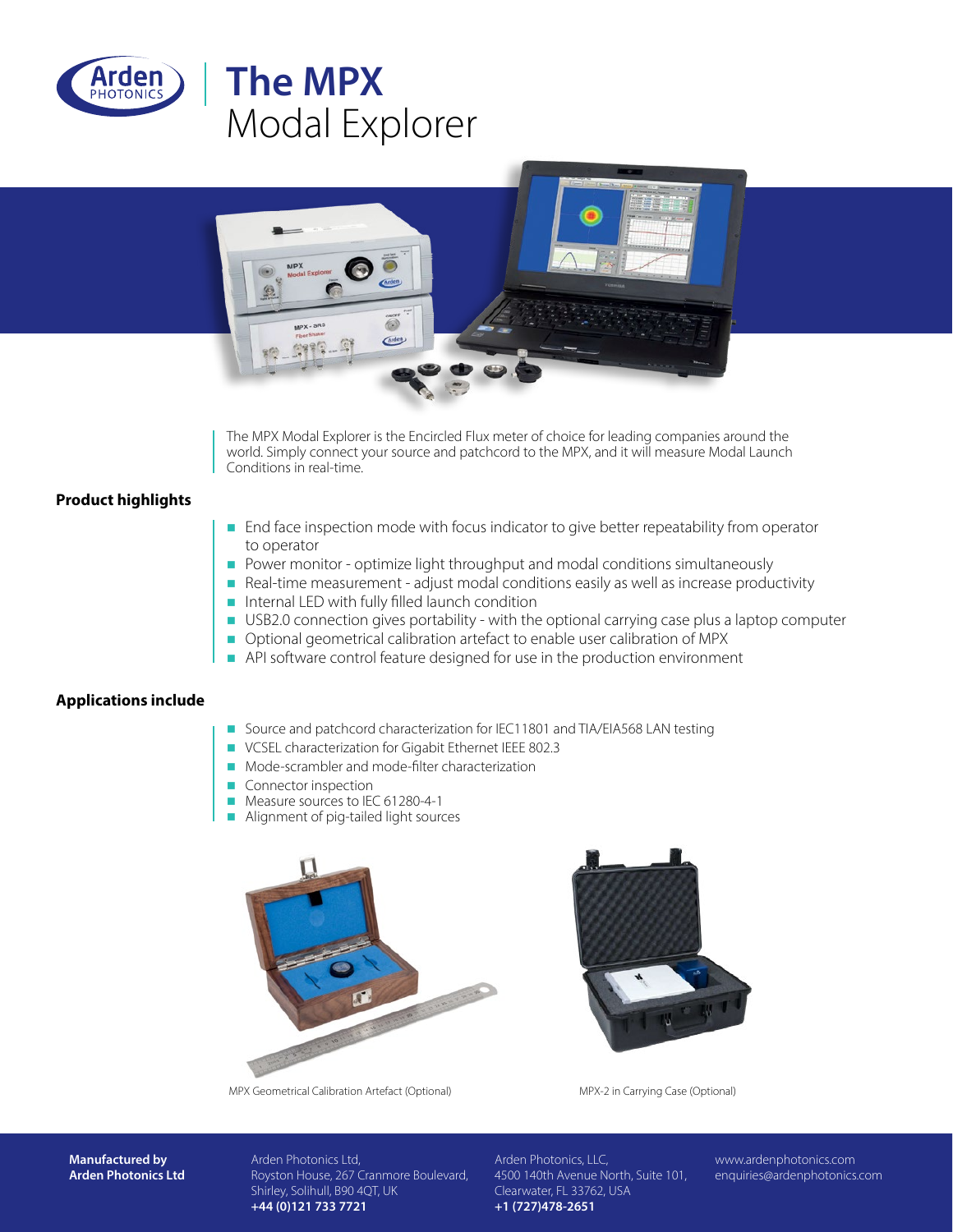# The MPX Modal Explorer

The MPX Modal Explorer is the Encircled Flux meter of choice for leading companies around the world. Simply connect your source and patchcord to the MPX, and it will measure Modal Launch Conditions in real-time.

## Product highlights

- End face inspection mode with focus indicator to give better repeatability from operator to operator
- Power monitor - optimize light throughput and modal conditions simultaneously
- Real-time measurement - adjust modal conditions easily as well as increase productivity
- Internal LED with fully filled launch condition
- USB2.0 connection gives portability - with the optional carrying case plus a laptop computer
- Optional geometrical calibration artefact to enable user calibration of MPX
- API software control feature designed for use in the production environment

## Applications include

- Source and patchcord characterization for IEC11801 and TIA/EIA568 LAN testing
- VCSEL characterization for Gigabit Ethernet IEEE 802.3
- Mode-scrambler and mode-filter characterization
- Connector inspection
- Measure sources to IEC 61280-4-1
- Alignment of pig-tailed light sources

MPX Geometrical Calibration Artefact (Optional)

MPX-2 in Carrying Case (Optional)

**Manufactured by Arden Photonics Ltd**

Arden Photonics Ltd,
Royston House, 267 Cranmore Boulevard,
Shirley, Solihull, B90 4QT, UK
**+44 (0)121 733 7721**

Arden Photonics, LLC,
4500 140th Avenue North, Suite 101,
Clearwater, FL 33762, USA
**+1 (727)478-2651**

www.ardenphotonics.com
enquiries@ardenphotonics.com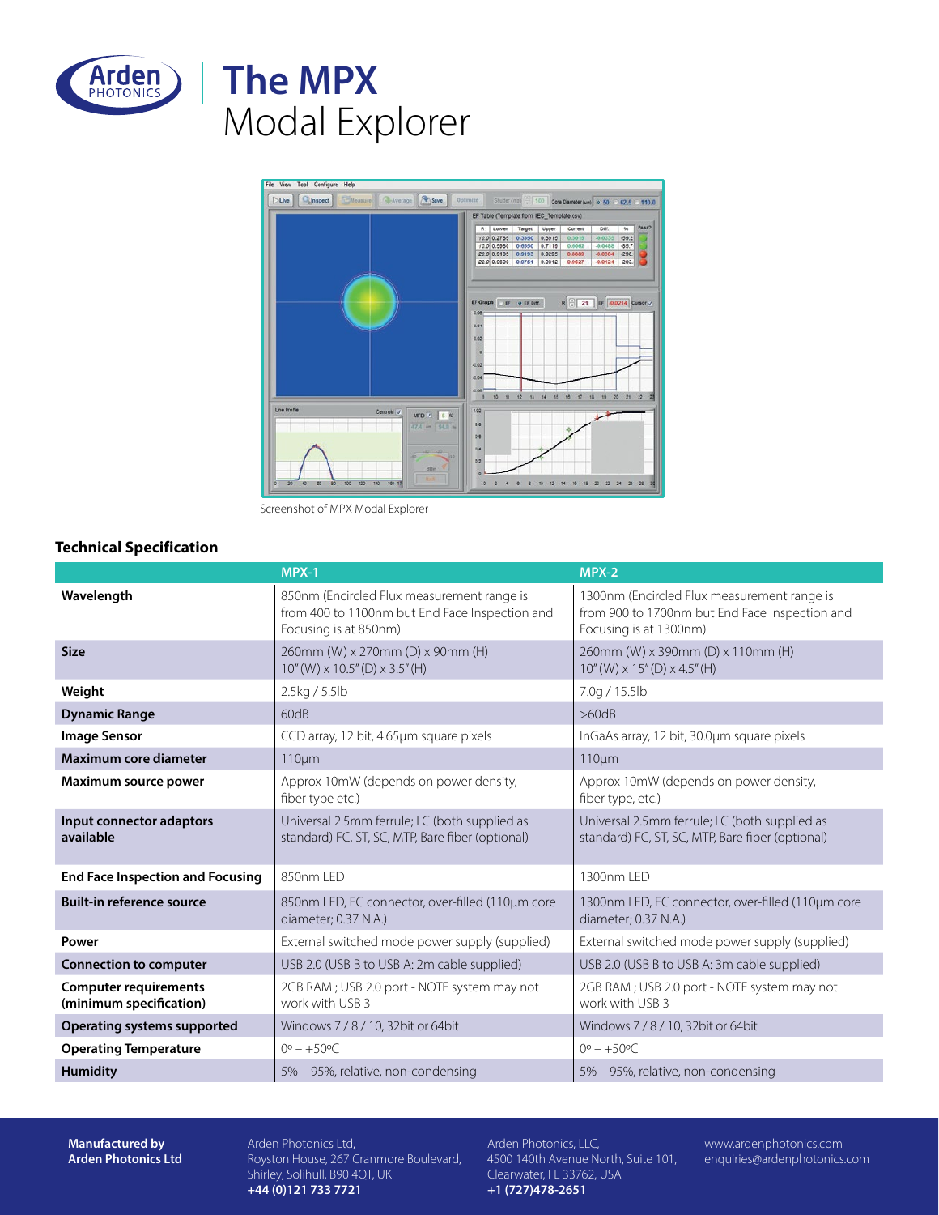# The MPX
Modal Explorer

Screenshot of MPX Modal Explorer

## Technical Specification

| | MPX-1 | MPX-2 |
|---|---|---|
| **Wavelength** | 850nm (Encircled Flux measurement range is from 400 to 1100nm but End Face Inspection and Focusing is at 850nm) | 1300nm (Encircled Flux measurement range is from 900 to 1700nm but End Face Inspection and Focusing is at 1300nm) |
| **Size** | 260mm (W) x 270mm (D) x 90mm (H) 10" (W) x 10.5" (D) x 3.5" (H) | 260mm (W) x 390mm (D) x 110mm (H) 10" (W) x 15" (D) x 4.5" (H) |
| **Weight** | 2.5kg / 5.5lb | 7.0g / 15.5lb |
| **Dynamic Range** | 60dB | >60dB |
| **Image Sensor** | CCD array, 12 bit, 4.65µm square pixels | InGaAs array, 12 bit, 30.0µm square pixels |
| **Maximum core diameter** | 110µm | 110µm |
| **Maximum source power** | Approx 10mW (depends on power density, fiber type etc.) | Approx 10mW (depends on power density, fiber type, etc.) |
| **Input connector adaptors available** | Universal 2.5mm ferrule; LC (both supplied as standard) FC, ST, SC, MTP, Bare fiber (optional) | Universal 2.5mm ferrule; LC (both supplied as standard) FC, ST, SC, MTP, Bare fiber (optional) |
| **End Face Inspection and Focusing** | 850nm LED | 1300nm LED |
| **Built-in reference source** | 850nm LED, FC connector, over-filled (110µm core diameter; 0.37 N.A.) | 1300nm LED, FC connector, over-filled (110µm core diameter; 0.37 N.A.) |
| **Power** | External switched mode power supply (supplied) | External switched mode power supply (supplied) |
| **Connection to computer** | USB 2.0 (USB B to USB A: 2m cable supplied) | USB 2.0 (USB B to USB A: 3m cable supplied) |
| **Computer requirements (minimum specification)** | 2GB RAM ; USB 2.0 port - NOTE system may not work with USB 3 | 2GB RAM ; USB 2.0 port - NOTE system may not work with USB 3 |
| **Operating systems supported** | Windows 7 / 8 / 10, 32bit or 64bit | Windows 7 / 8 / 10, 32bit or 64bit |
| **Operating Temperature** | 0º – +50ºC | 0º – +50ºC |
| **Humidity** | 5% – 95%, relative, non-condensing | 5% – 95%, relative, non-condensing |

**Manufactured by Arden Photonics Ltd**

Arden Photonics Ltd,
Royston House, 267 Cranmore Boulevard,
Shirley, Solihull, B90 4QT, UK
**+44 (0)121 733 7721**

Arden Photonics, LLC,
4500 140th Avenue North, Suite 101,
Clearwater, FL 33762, USA
**+1 (727)478-2651**

www.ardenphotonics.com
enquiries@ardenphotonics.com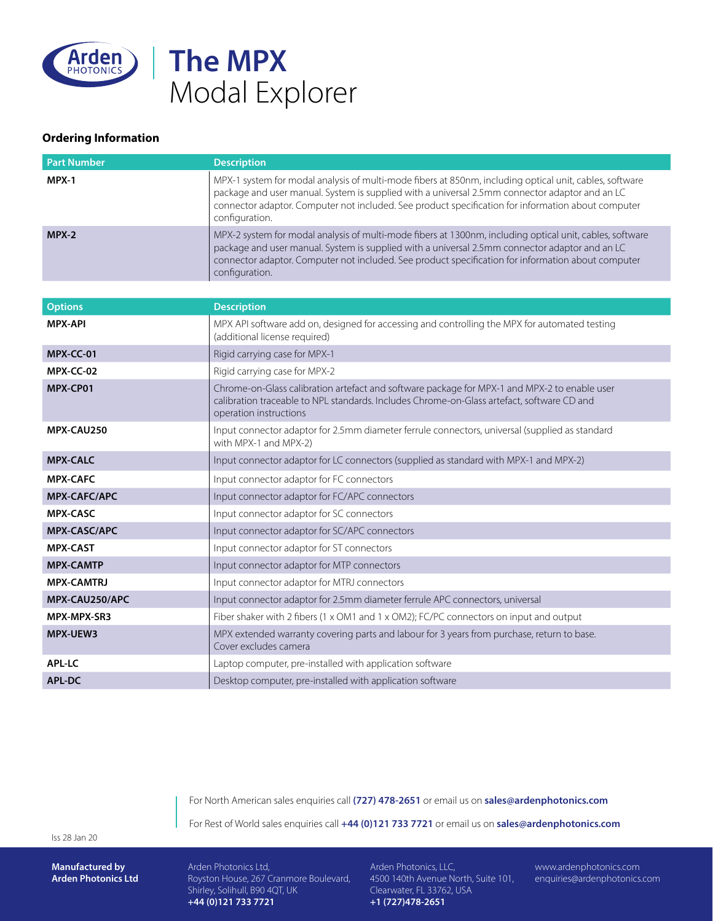# The MPX
Modal Explorer

## Ordering Information

| Part Number | Description |
|---|---|
| **MPX-1** | MPX-1 system for modal analysis of multi-mode fibers at 850nm, including optical unit, cables, software package and user manual. System is supplied with a universal 2.5mm connector adaptor and an LC connector adaptor. Computer not included. See product specification for information about computer configuration. |
| **MPX-2** | MPX-2 system for modal analysis of multi-mode fibers at 1300nm, including optical unit, cables, software package and user manual. System is supplied with a universal 2.5mm connector adaptor and an LC connector adaptor. Computer not included. See product specification for information about computer configuration. |

| Options | Description |
|---|---|
| **MPX-API** | MPX API software add on, designed for accessing and controlling the MPX for automated testing (additional license required) |
| **MPX-CC-01** | Rigid carrying case for MPX-1 |
| **MPX-CC-02** | Rigid carrying case for MPX-2 |
| **MPX-CP01** | Chrome-on-Glass calibration artefact and software package for MPX-1 and MPX-2 to enable user calibration traceable to NPL standards. Includes Chrome-on-Glass artefact, software CD and operation instructions |
| **MPX-CAU250** | Input connector adaptor for 2.5mm diameter ferrule connectors, universal (supplied as standard with MPX-1 and MPX-2) |
| **MPX-CALC** | Input connector adaptor for LC connectors (supplied as standard with MPX-1 and MPX-2) |
| **MPX-CAFC** | Input connector adaptor for FC connectors |
| **MPX-CAFC/APC** | Input connector adaptor for FC/APC connectors |
| **MPX-CASC** | Input connector adaptor for SC connectors |
| **MPX-CASC/APC** | Input connector adaptor for SC/APC connectors |
| **MPX-CAST** | Input connector adaptor for ST connectors |
| **MPX-CAMTP** | Input connector adaptor for MTP connectors |
| **MPX-CAMTRJ** | Input connector adaptor for MTRJ connectors |
| **MPX-CAU250/APC** | Input connector adaptor for 2.5mm diameter ferrule APC connectors, universal |
| **MPX-MPX-SR3** | Fiber shaker with 2 fibers (1 x OM1 and 1 x OM2); FC/PC connectors on input and output |
| **MPX-UEW3** | MPX extended warranty covering parts and labour for 3 years from purchase, return to base. Cover excludes camera |
| **APL-LC** | Laptop computer, pre-installed with application software |
| **APL-DC** | Desktop computer, pre-installed with application software |

For North American sales enquiries call **(727) 478-2651** or email us on **sales@ardenphotonics.com**

For Rest of World sales enquiries call **+44 (0)121 733 7721** or email us on **sales@ardenphotonics.com**

Iss 28 Jan 20

**Manufactured by Arden Photonics Ltd**

Arden Photonics Ltd,
Royston House, 267 Cranmore Boulevard,
Shirley, Solihull, B90 4QT, UK
**+44 (0)121 733 7721**

Arden Photonics, LLC,
4500 140th Avenue North, Suite 101,
Clearwater, FL 33762, USA
**+1 (727)478-2651**

www.ardenphotonics.com
enquiries@ardenphotonics.com